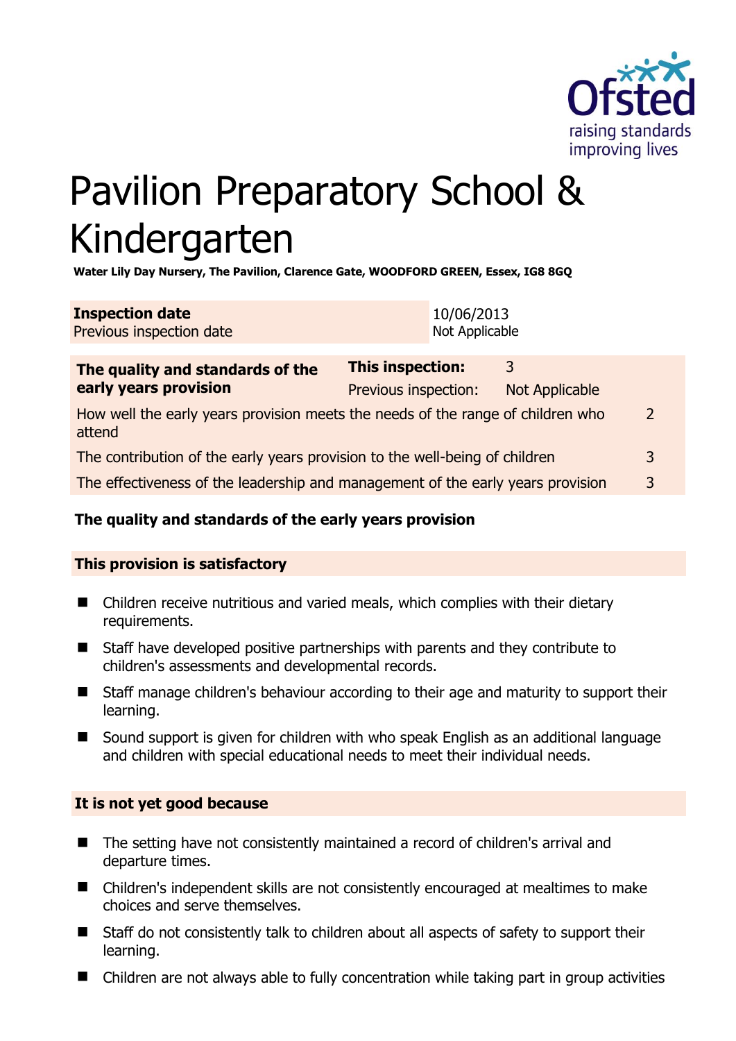# Pavilion Preparatory School & Kindergarten

**Water Lily Day Nursery, The Pavilion, Clarence Gate, WOODFORD GREEN, Essex, IG8 8GQ**

| **Inspection date** | 10/06/2013 |
|---|---|
| Previous inspection date | Not Applicable |

| **The quality and standards of the early years provision** | **This inspection:** | 3 |
|---|---|---|
| | Previous inspection: | Not Applicable |
| How well the early years provision meets the needs of the range of children who attend | | 2 |
| The contribution of the early years provision to the well-being of children | | 3 |
| The effectiveness of the leadership and management of the early years provision | | 3 |

### The quality and standards of the early years provision

#### This provision is satisfactory

- Children receive nutritious and varied meals, which complies with their dietary requirements.
- Staff have developed positive partnerships with parents and they contribute to children's assessments and developmental records.
- Staff manage children's behaviour according to their age and maturity to support their learning.
- Sound support is given for children with who speak English as an additional language and children with special educational needs to meet their individual needs.

#### It is not yet good because

- The setting have not consistently maintained a record of children's arrival and departure times.
- Children's independent skills are not consistently encouraged at mealtimes to make choices and serve themselves.
- Staff do not consistently talk to children about all aspects of safety to support their learning.
- Children are not always able to fully concentration while taking part in group activities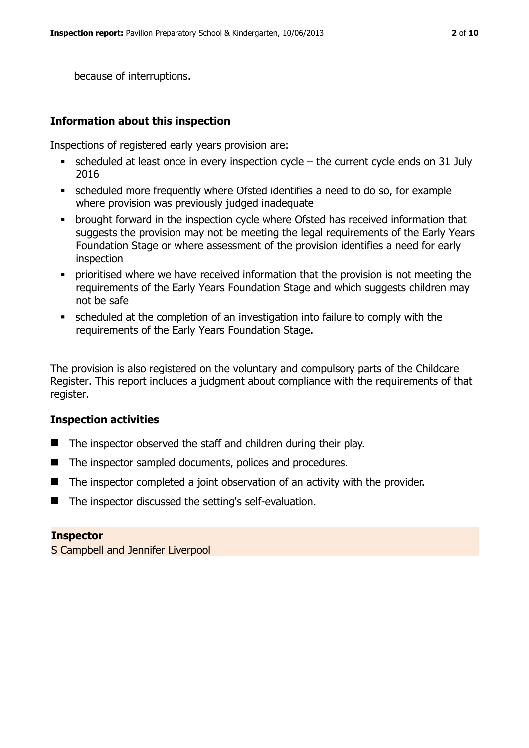because of interruptions.

## Information about this inspection

Inspections of registered early years provision are:

- scheduled at least once in every inspection cycle – the current cycle ends on 31 July 2016
- scheduled more frequently where Ofsted identifies a need to do so, for example where provision was previously judged inadequate
- brought forward in the inspection cycle where Ofsted has received information that suggests the provision may not be meeting the legal requirements of the Early Years Foundation Stage or where assessment of the provision identifies a need for early inspection
- prioritised where we have received information that the provision is not meeting the requirements of the Early Years Foundation Stage and which suggests children may not be safe
- scheduled at the completion of an investigation into failure to comply with the requirements of the Early Years Foundation Stage.

The provision is also registered on the voluntary and compulsory parts of the Childcare Register. This report includes a judgment about compliance with the requirements of that register.

## Inspection activities

- The inspector observed the staff and children during their play.
- The inspector sampled documents, polices and procedures.
- The inspector completed a joint observation of an activity with the provider.
- The inspector discussed the setting's self-evaluation.

**Inspector**

S Campbell and Jennifer Liverpool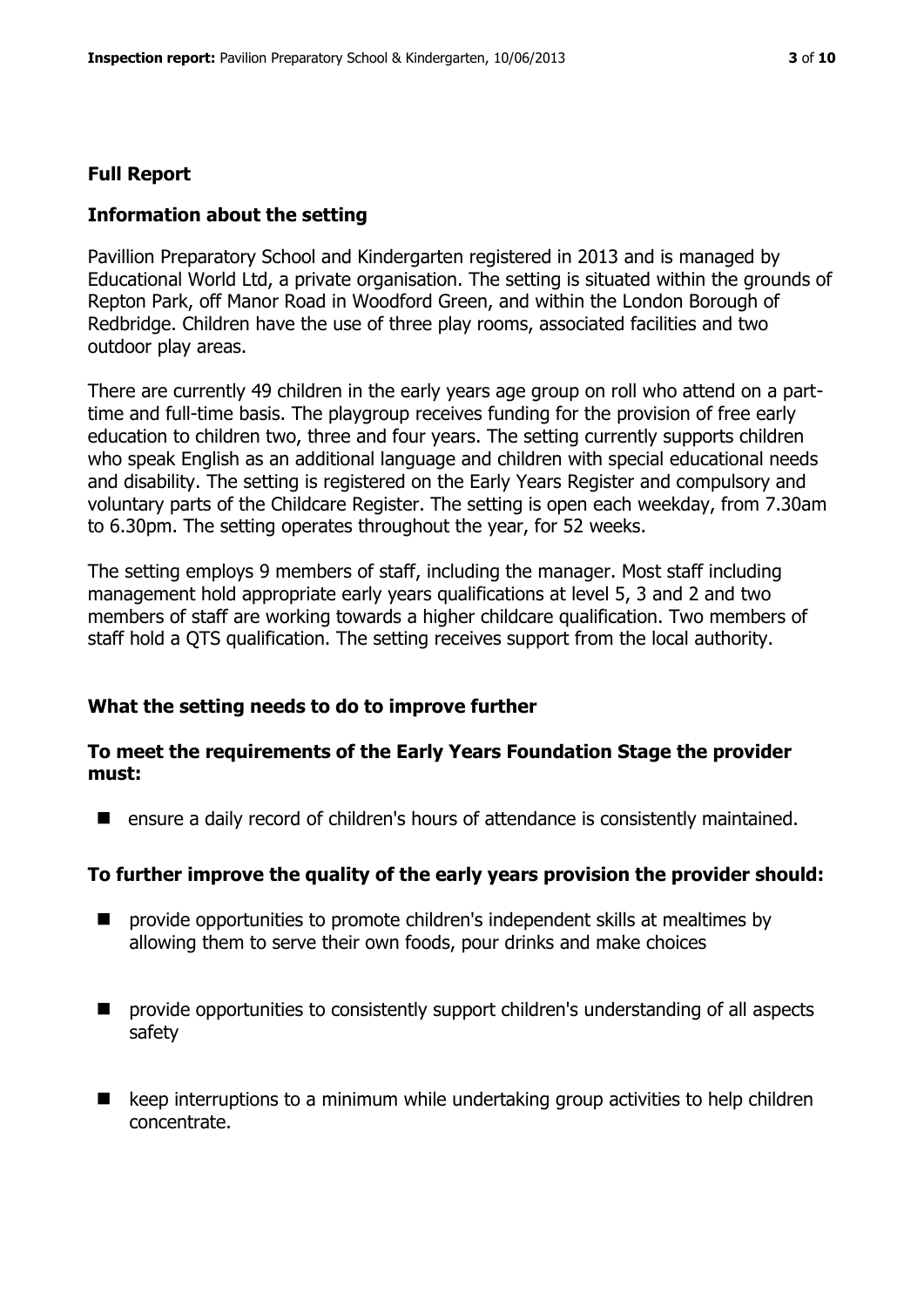## Full Report

### Information about the setting

Pavillion Preparatory School and Kindergarten registered in 2013 and is managed by Educational World Ltd, a private organisation. The setting is situated within the grounds of Repton Park, off Manor Road in Woodford Green, and within the London Borough of Redbridge. Children have the use of three play rooms, associated facilities and two outdoor play areas.

There are currently 49 children in the early years age group on roll who attend on a part-time and full-time basis. The playgroup receives funding for the provision of free early education to children two, three and four years. The setting currently supports children who speak English as an additional language and children with special educational needs and disability. The setting is registered on the Early Years Register and compulsory and voluntary parts of the Childcare Register. The setting is open each weekday, from 7.30am to 6.30pm. The setting operates throughout the year, for 52 weeks.

The setting employs 9 members of staff, including the manager. Most staff including management hold appropriate early years qualifications at level 5, 3 and 2 and two members of staff are working towards a higher childcare qualification. Two members of staff hold a QTS qualification. The setting receives support from the local authority.

### What the setting needs to do to improve further

#### To meet the requirements of the Early Years Foundation Stage the provider must:

- ensure a daily record of children's hours of attendance is consistently maintained.

#### To further improve the quality of the early years provision the provider should:

- provide opportunities to promote children's independent skills at mealtimes by allowing them to serve their own foods, pour drinks and make choices
- provide opportunities to consistently support children's understanding of all aspects safety
- keep interruptions to a minimum while undertaking group activities to help children concentrate.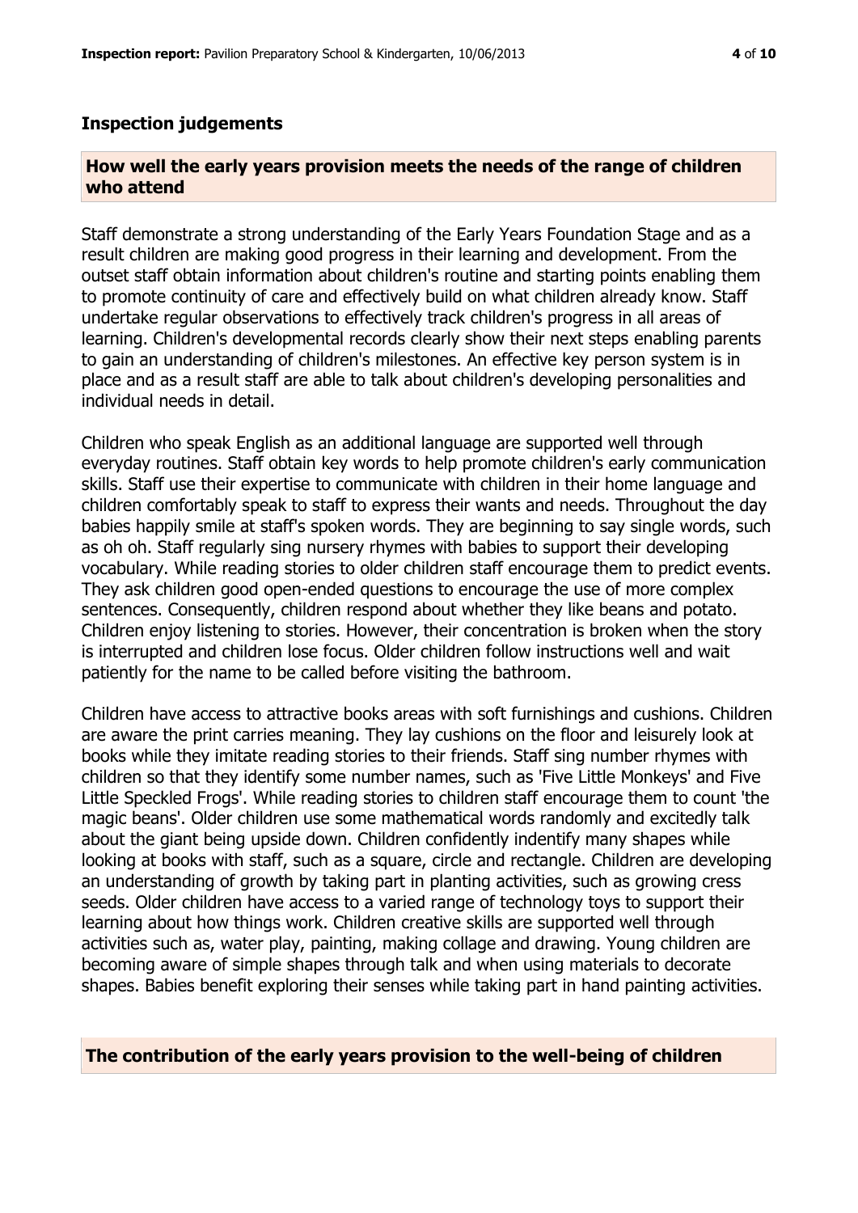## Inspection judgements

### How well the early years provision meets the needs of the range of children who attend

Staff demonstrate a strong understanding of the Early Years Foundation Stage and as a result children are making good progress in their learning and development. From the outset staff obtain information about children's routine and starting points enabling them to promote continuity of care and effectively build on what children already know. Staff undertake regular observations to effectively track children's progress in all areas of learning. Children's developmental records clearly show their next steps enabling parents to gain an understanding of children's milestones. An effective key person system is in place and as a result staff are able to talk about children's developing personalities and individual needs in detail.

Children who speak English as an additional language are supported well through everyday routines. Staff obtain key words to help promote children's early communication skills. Staff use their expertise to communicate with children in their home language and children comfortably speak to staff to express their wants and needs. Throughout the day babies happily smile at staff's spoken words. They are beginning to say single words, such as oh oh. Staff regularly sing nursery rhymes with babies to support their developing vocabulary. While reading stories to older children staff encourage them to predict events. They ask children good open-ended questions to encourage the use of more complex sentences. Consequently, children respond about whether they like beans and potato. Children enjoy listening to stories. However, their concentration is broken when the story is interrupted and children lose focus. Older children follow instructions well and wait patiently for the name to be called before visiting the bathroom.

Children have access to attractive books areas with soft furnishings and cushions. Children are aware the print carries meaning. They lay cushions on the floor and leisurely look at books while they imitate reading stories to their friends. Staff sing number rhymes with children so that they identify some number names, such as 'Five Little Monkeys' and Five Little Speckled Frogs'. While reading stories to children staff encourage them to count 'the magic beans'. Older children use some mathematical words randomly and excitedly talk about the giant being upside down. Children confidently indentify many shapes while looking at books with staff, such as a square, circle and rectangle. Children are developing an understanding of growth by taking part in planting activities, such as growing cress seeds. Older children have access to a varied range of technology toys to support their learning about how things work. Children creative skills are supported well through activities such as, water play, painting, making collage and drawing. Young children are becoming aware of simple shapes through talk and when using materials to decorate shapes. Babies benefit exploring their senses while taking part in hand painting activities.

### The contribution of the early years provision to the well-being of children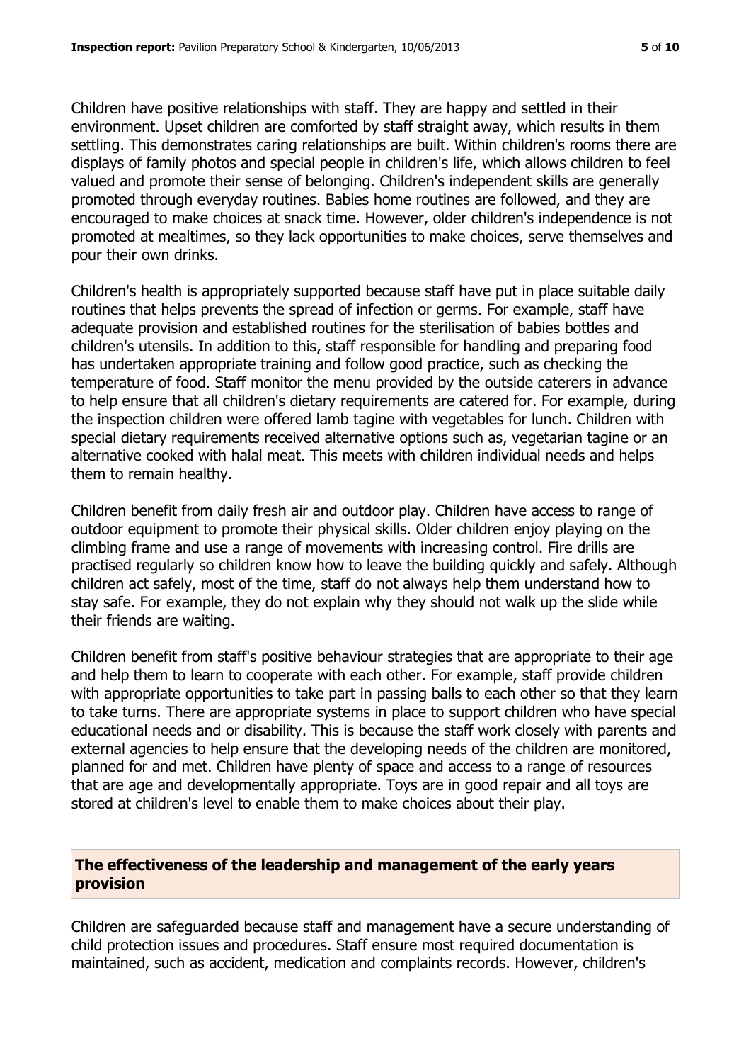Children have positive relationships with staff. They are happy and settled in their environment. Upset children are comforted by staff straight away, which results in them settling. This demonstrates caring relationships are built. Within children's rooms there are displays of family photos and special people in children's life, which allows children to feel valued and promote their sense of belonging. Children's independent skills are generally promoted through everyday routines. Babies home routines are followed, and they are encouraged to make choices at snack time. However, older children's independence is not promoted at mealtimes, so they lack opportunities to make choices, serve themselves and pour their own drinks.

Children's health is appropriately supported because staff have put in place suitable daily routines that helps prevents the spread of infection or germs. For example, staff have adequate provision and established routines for the sterilisation of babies bottles and children's utensils. In addition to this, staff responsible for handling and preparing food has undertaken appropriate training and follow good practice, such as checking the temperature of food. Staff monitor the menu provided by the outside caterers in advance to help ensure that all children's dietary requirements are catered for. For example, during the inspection children were offered lamb tagine with vegetables for lunch. Children with special dietary requirements received alternative options such as, vegetarian tagine or an alternative cooked with halal meat. This meets with children individual needs and helps them to remain healthy.

Children benefit from daily fresh air and outdoor play. Children have access to range of outdoor equipment to promote their physical skills. Older children enjoy playing on the climbing frame and use a range of movements with increasing control. Fire drills are practised regularly so children know how to leave the building quickly and safely. Although children act safely, most of the time, staff do not always help them understand how to stay safe. For example, they do not explain why they should not walk up the slide while their friends are waiting.

Children benefit from staff's positive behaviour strategies that are appropriate to their age and help them to learn to cooperate with each other. For example, staff provide children with appropriate opportunities to take part in passing balls to each other so that they learn to take turns. There are appropriate systems in place to support children who have special educational needs and or disability. This is because the staff work closely with parents and external agencies to help ensure that the developing needs of the children are monitored, planned for and met. Children have plenty of space and access to a range of resources that are age and developmentally appropriate. Toys are in good repair and all toys are stored at children's level to enable them to make choices about their play.

## The effectiveness of the leadership and management of the early years provision

Children are safeguarded because staff and management have a secure understanding of child protection issues and procedures. Staff ensure most required documentation is maintained, such as accident, medication and complaints records. However, children's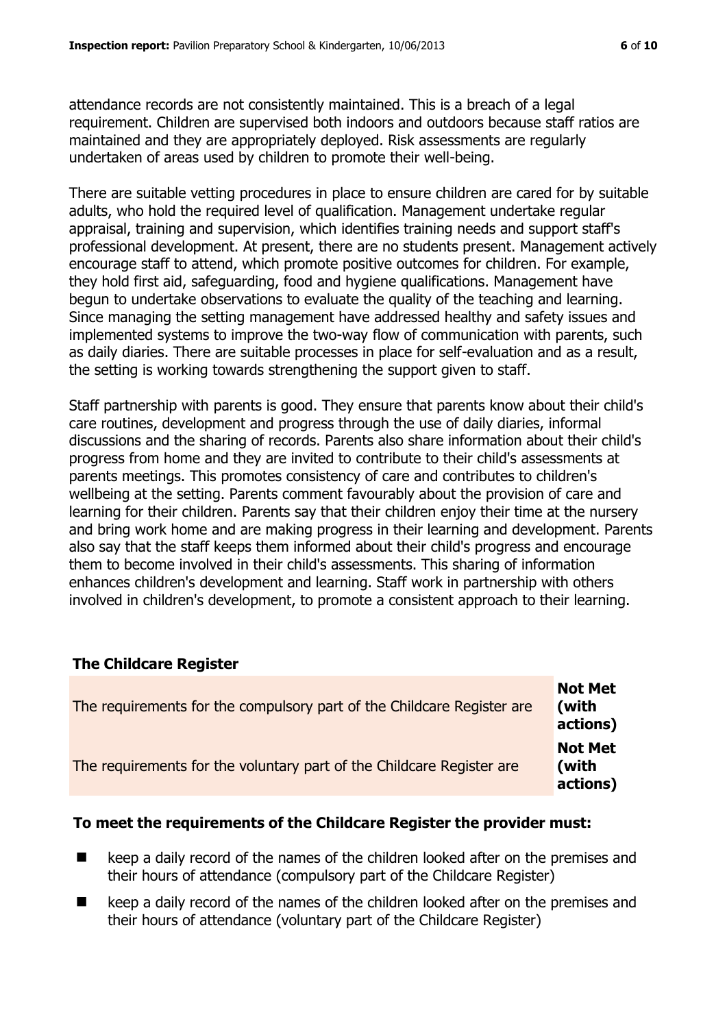attendance records are not consistently maintained. This is a breach of a legal requirement. Children are supervised both indoors and outdoors because staff ratios are maintained and they are appropriately deployed. Risk assessments are regularly undertaken of areas used by children to promote their well-being.

There are suitable vetting procedures in place to ensure children are cared for by suitable adults, who hold the required level of qualification. Management undertake regular appraisal, training and supervision, which identifies training needs and support staff's professional development. At present, there are no students present. Management actively encourage staff to attend, which promote positive outcomes for children. For example, they hold first aid, safeguarding, food and hygiene qualifications. Management have begun to undertake observations to evaluate the quality of the teaching and learning. Since managing the setting management have addressed healthy and safety issues and implemented systems to improve the two-way flow of communication with parents, such as daily diaries. There are suitable processes in place for self-evaluation and as a result, the setting is working towards strengthening the support given to staff.

Staff partnership with parents is good. They ensure that parents know about their child's care routines, development and progress through the use of daily diaries, informal discussions and the sharing of records. Parents also share information about their child's progress from home and they are invited to contribute to their child's assessments at parents meetings. This promotes consistency of care and contributes to children's wellbeing at the setting. Parents comment favourably about the provision of care and learning for their children. Parents say that their children enjoy their time at the nursery and bring work home and are making progress in their learning and development. Parents also say that the staff keeps them informed about their child's progress and encourage them to become involved in their child's assessments. This sharing of information enhances children's development and learning. Staff work in partnership with others involved in children's development, to promote a consistent approach to their learning.

## The Childcare Register

| | |
|---|---|
| The requirements for the compulsory part of the Childcare Register are | **Not Met (with actions)** |
| The requirements for the voluntary part of the Childcare Register are | **Not Met (with actions)** |

**To meet the requirements of the Childcare Register the provider must:**

- keep a daily record of the names of the children looked after on the premises and their hours of attendance (compulsory part of the Childcare Register)
- keep a daily record of the names of the children looked after on the premises and their hours of attendance (voluntary part of the Childcare Register)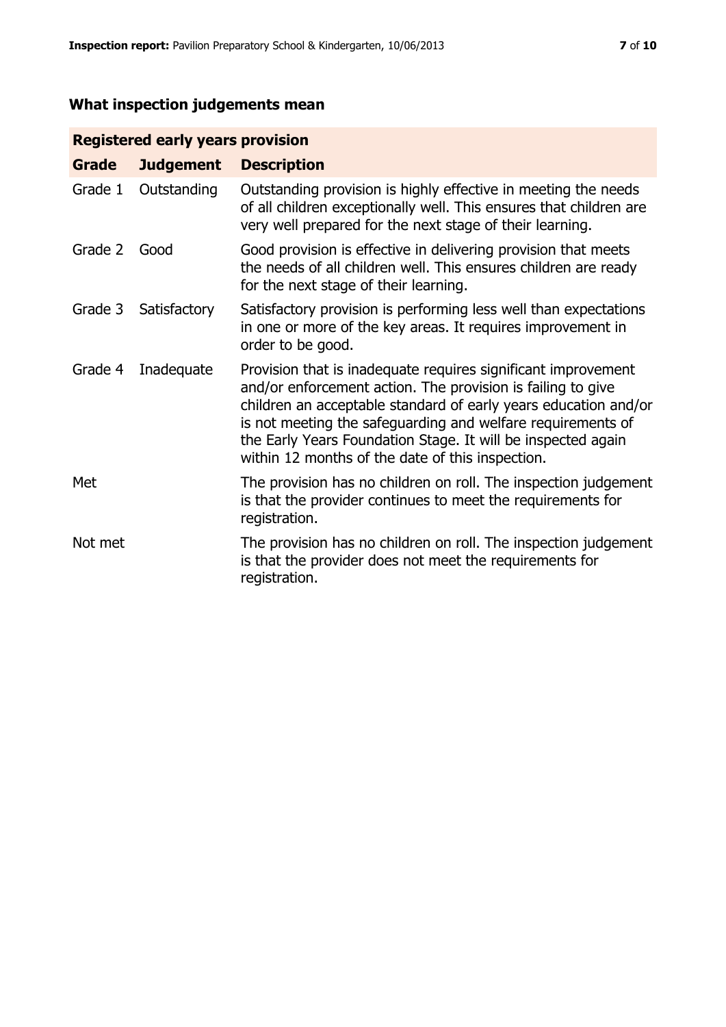## What inspection judgements mean

| Registered early years provision | | |
|---|---|---|
| **Grade** | **Judgement** | **Description** |
| Grade 1 | Outstanding | Outstanding provision is highly effective in meeting the needs of all children exceptionally well. This ensures that children are very well prepared for the next stage of their learning. |
| Grade 2 | Good | Good provision is effective in delivering provision that meets the needs of all children well. This ensures children are ready for the next stage of their learning. |
| Grade 3 | Satisfactory | Satisfactory provision is performing less well than expectations in one or more of the key areas. It requires improvement in order to be good. |
| Grade 4 | Inadequate | Provision that is inadequate requires significant improvement and/or enforcement action. The provision is failing to give children an acceptable standard of early years education and/or is not meeting the safeguarding and welfare requirements of the Early Years Foundation Stage. It will be inspected again within 12 months of the date of this inspection. |
| Met | | The provision has no children on roll. The inspection judgement is that the provider continues to meet the requirements for registration. |
| Not met | | The provision has no children on roll. The inspection judgement is that the provider does not meet the requirements for registration. |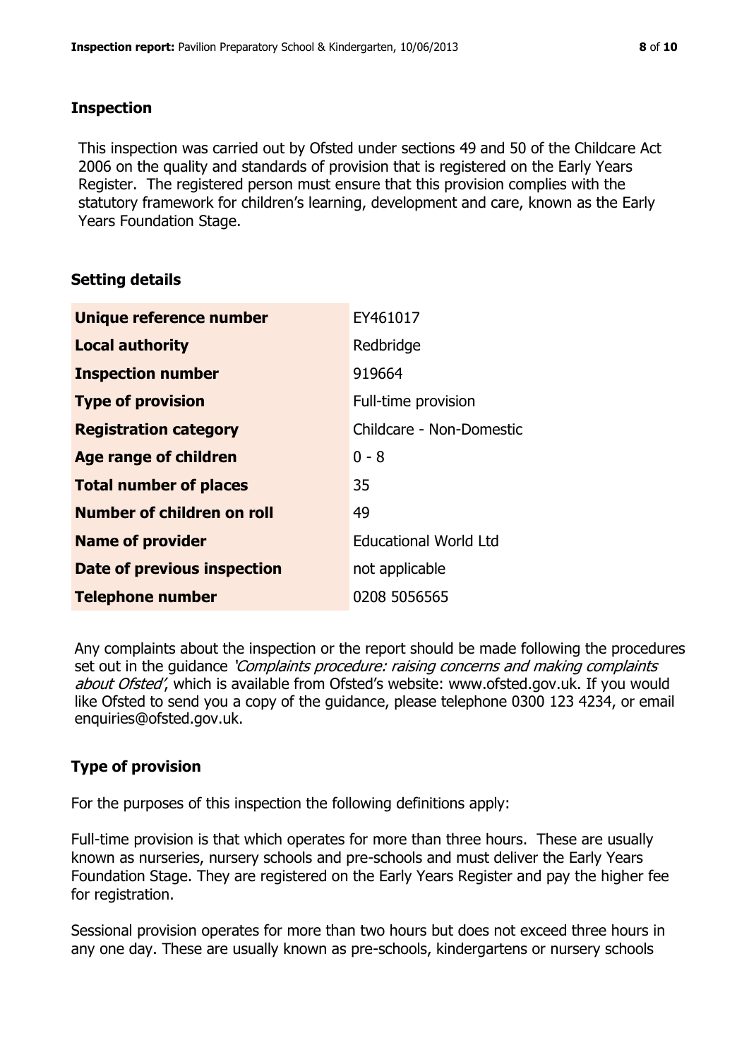## Inspection

This inspection was carried out by Ofsted under sections 49 and 50 of the Childcare Act 2006 on the quality and standards of provision that is registered on the Early Years Register. The registered person must ensure that this provision complies with the statutory framework for children's learning, development and care, known as the Early Years Foundation Stage.

## Setting details

| | |
|---|---|
| **Unique reference number** | EY461017 |
| **Local authority** | Redbridge |
| **Inspection number** | 919664 |
| **Type of provision** | Full-time provision |
| **Registration category** | Childcare - Non-Domestic |
| **Age range of children** | 0 - 8 |
| **Total number of places** | 35 |
| **Number of children on roll** | 49 |
| **Name of provider** | Educational World Ltd |
| **Date of previous inspection** | not applicable |
| **Telephone number** | 0208 5056565 |

Any complaints about the inspection or the report should be made following the procedures set out in the guidance *'Complaints procedure: raising concerns and making complaints about Ofsted'*, which is available from Ofsted's website: www.ofsted.gov.uk. If you would like Ofsted to send you a copy of the guidance, please telephone 0300 123 4234, or email enquiries@ofsted.gov.uk.

## Type of provision

For the purposes of this inspection the following definitions apply:

Full-time provision is that which operates for more than three hours. These are usually known as nurseries, nursery schools and pre-schools and must deliver the Early Years Foundation Stage. They are registered on the Early Years Register and pay the higher fee for registration.

Sessional provision operates for more than two hours but does not exceed three hours in any one day. These are usually known as pre-schools, kindergartens or nursery schools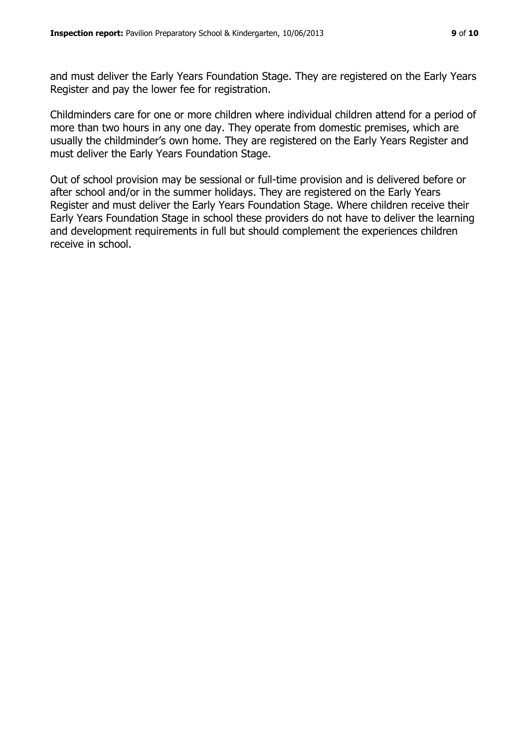and must deliver the Early Years Foundation Stage. They are registered on the Early Years Register and pay the lower fee for registration.

Childminders care for one or more children where individual children attend for a period of more than two hours in any one day. They operate from domestic premises, which are usually the childminder's own home. They are registered on the Early Years Register and must deliver the Early Years Foundation Stage.

Out of school provision may be sessional or full-time provision and is delivered before or after school and/or in the summer holidays. They are registered on the Early Years Register and must deliver the Early Years Foundation Stage. Where children receive their Early Years Foundation Stage in school these providers do not have to deliver the learning and development requirements in full but should complement the experiences children receive in school.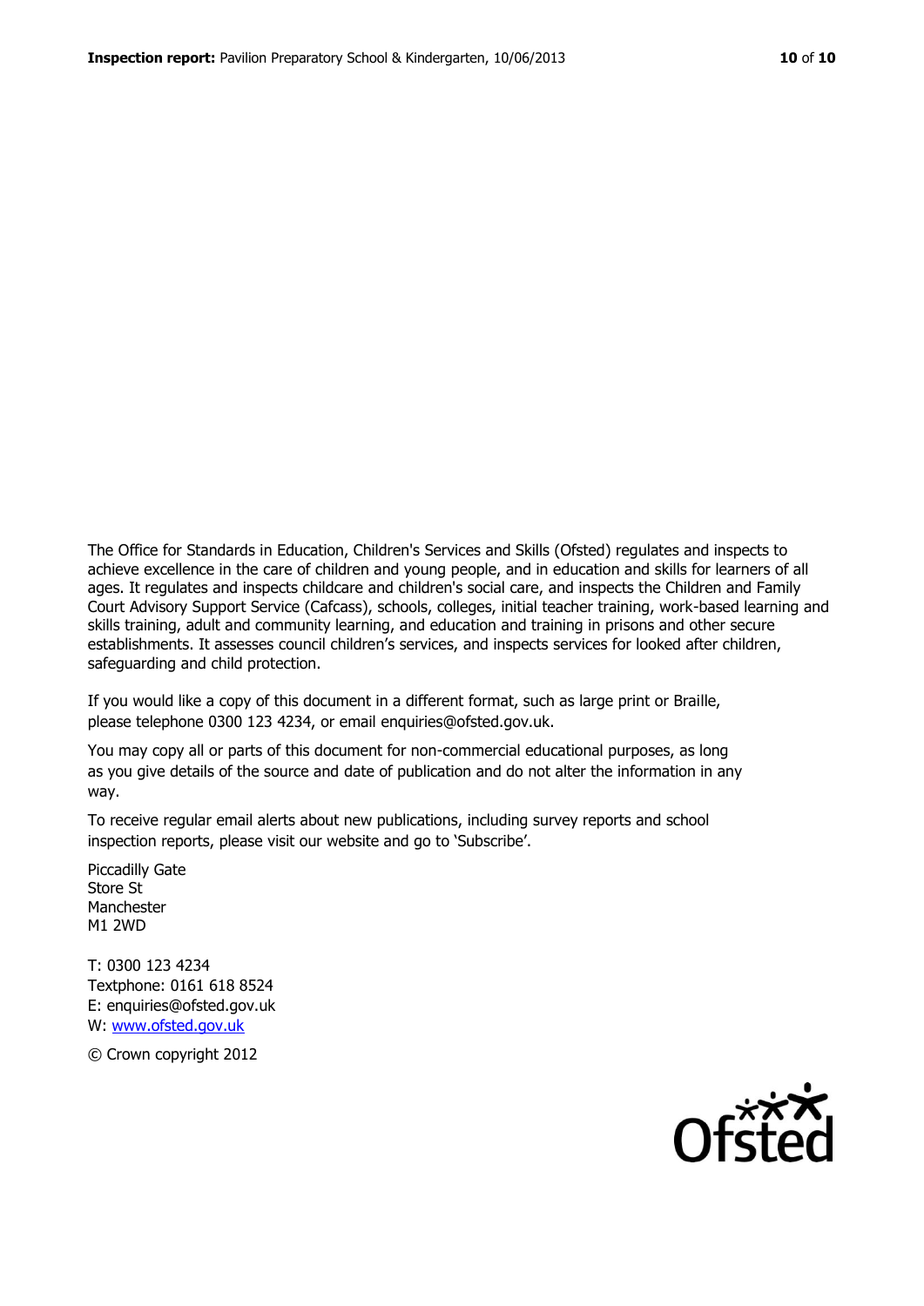The Office for Standards in Education, Children's Services and Skills (Ofsted) regulates and inspects to achieve excellence in the care of children and young people, and in education and skills for learners of all ages. It regulates and inspects childcare and children's social care, and inspects the Children and Family Court Advisory Support Service (Cafcass), schools, colleges, initial teacher training, work-based learning and skills training, adult and community learning, and education and training in prisons and other secure establishments. It assesses council children's services, and inspects services for looked after children, safeguarding and child protection.

If you would like a copy of this document in a different format, such as large print or Braille, please telephone 0300 123 4234, or email enquiries@ofsted.gov.uk.

You may copy all or parts of this document for non-commercial educational purposes, as long as you give details of the source and date of publication and do not alter the information in any way.

To receive regular email alerts about new publications, including survey reports and school inspection reports, please visit our website and go to 'Subscribe'.

Piccadilly Gate
Store St
Manchester
M1 2WD

T: 0300 123 4234
Textphone: 0161 618 8524
E: enquiries@ofsted.gov.uk
W: [www.ofsted.gov.uk](http://www.ofsted.gov.uk)

© Crown copyright 2012

Ofsted